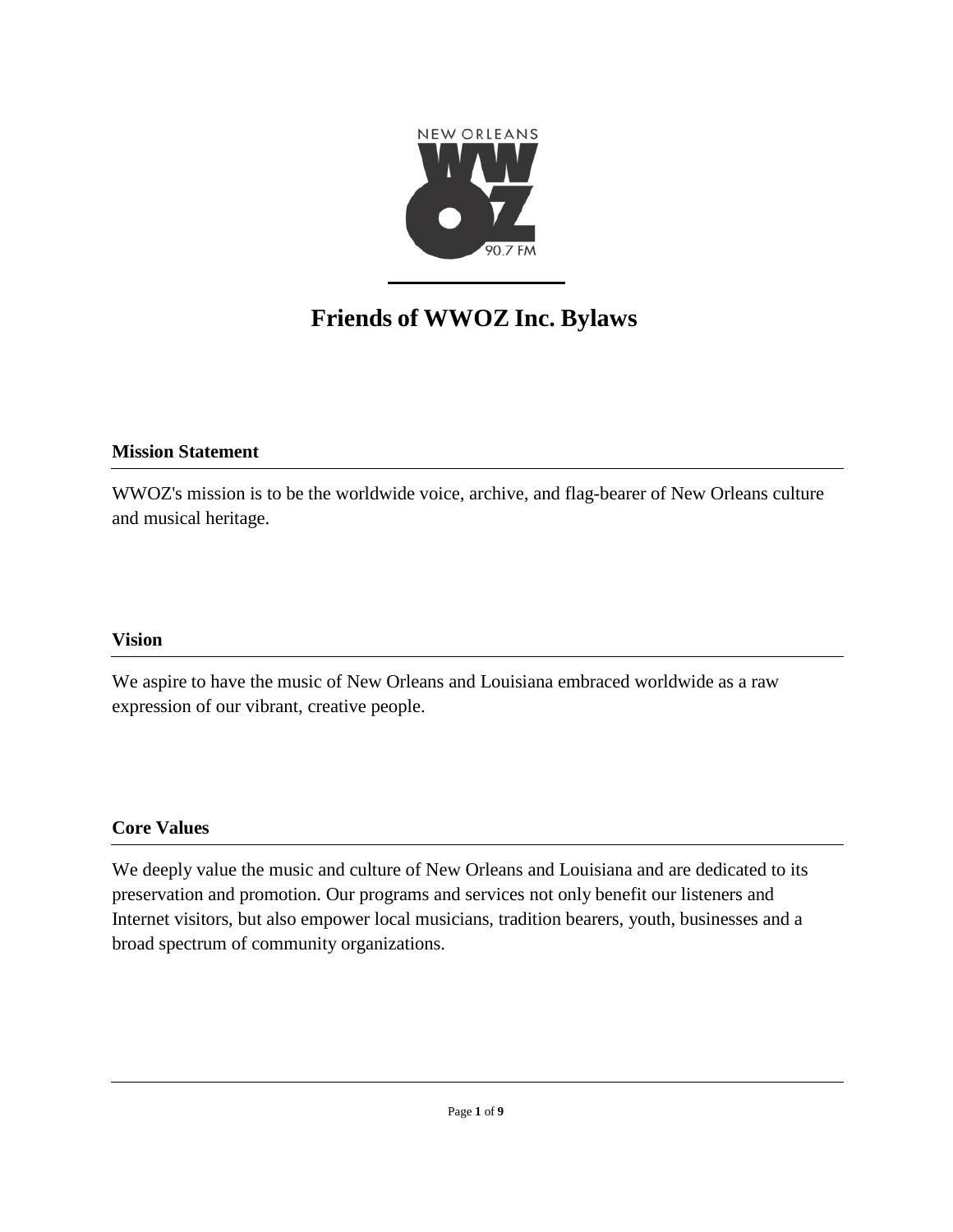# Friends of WWOZ Inc. Bylaws

## Mission Statement

WWOZ's mission is to be the worldwide voice, archive, and flag-bearer of New Orleans culture and musical heritage.

## Vision

We aspire to have the music of New Orleans and Louisiana embraced worldwide as a raw expression of our vibrant, creative people.

## Core Values

We deeply value the music and culture of New Orleans and Louisiana and are dedicated to its preservation and promotion. Our programs and services not only benefit our listeners and Internet visitors, but also empower local musicians, tradition bearers, youth, businesses and a broad spectrum of community organizations.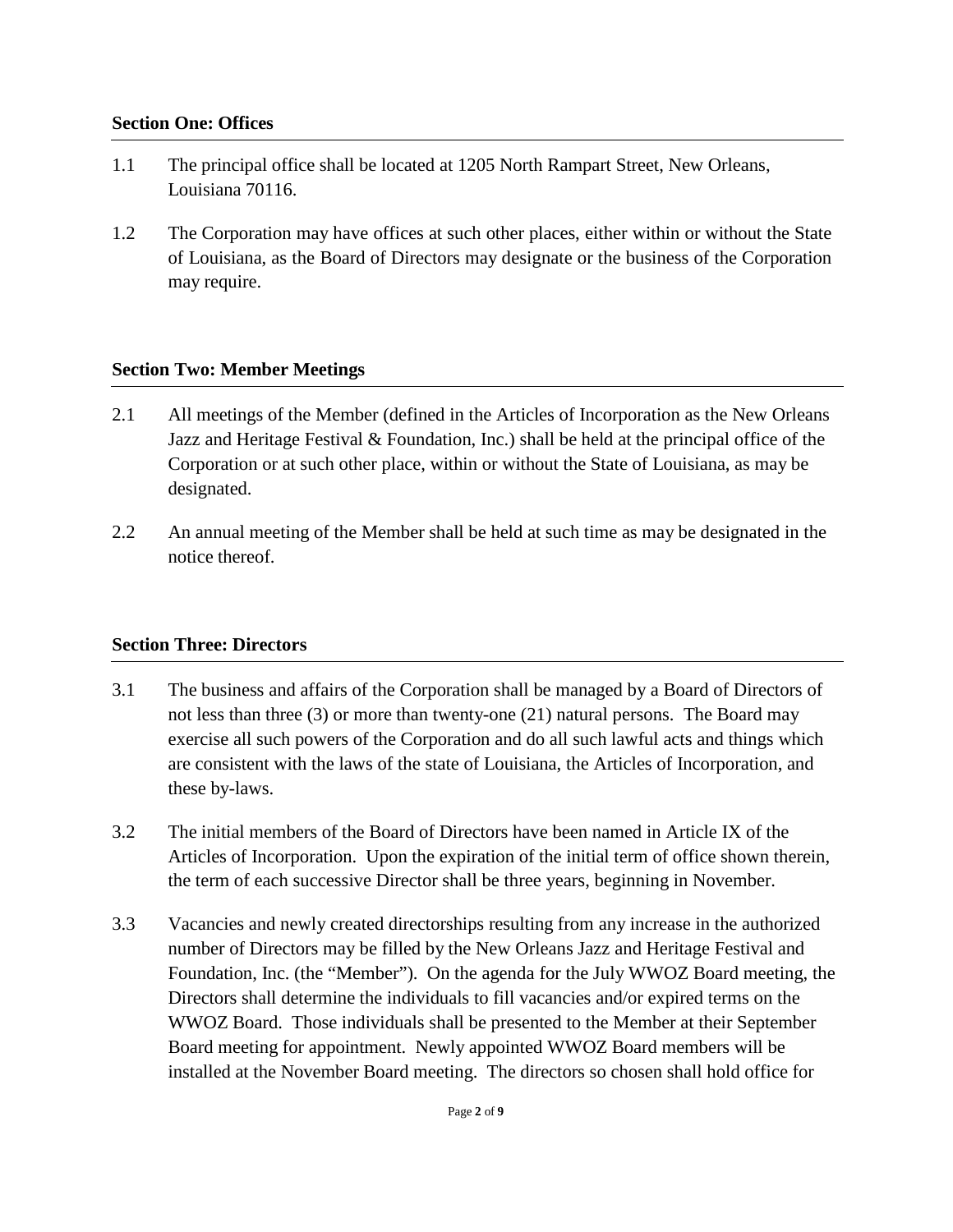**Section One: Offices**

1.1 The principal office shall be located at 1205 North Rampart Street, New Orleans, Louisiana 70116.

1.2 The Corporation may have offices at such other places, either within or without the State of Louisiana, as the Board of Directors may designate or the business of the Corporation may require.

**Section Two: Member Meetings**

2.1 All meetings of the Member (defined in the Articles of Incorporation as the New Orleans Jazz and Heritage Festival & Foundation, Inc.) shall be held at the principal office of the Corporation or at such other place, within or without the State of Louisiana, as may be designated.

2.2 An annual meeting of the Member shall be held at such time as may be designated in the notice thereof.

**Section Three: Directors**

3.1 The business and affairs of the Corporation shall be managed by a Board of Directors of not less than three (3) or more than twenty-one (21) natural persons. The Board may exercise all such powers of the Corporation and do all such lawful acts and things which are consistent with the laws of the state of Louisiana, the Articles of Incorporation, and these by-laws.

3.2 The initial members of the Board of Directors have been named in Article IX of the Articles of Incorporation. Upon the expiration of the initial term of office shown therein, the term of each successive Director shall be three years, beginning in November.

3.3 Vacancies and newly created directorships resulting from any increase in the authorized number of Directors may be filled by the New Orleans Jazz and Heritage Festival and Foundation, Inc. (the "Member"). On the agenda for the July WWOZ Board meeting, the Directors shall determine the individuals to fill vacancies and/or expired terms on the WWOZ Board. Those individuals shall be presented to the Member at their September Board meeting for appointment. Newly appointed WWOZ Board members will be installed at the November Board meeting. The directors so chosen shall hold office for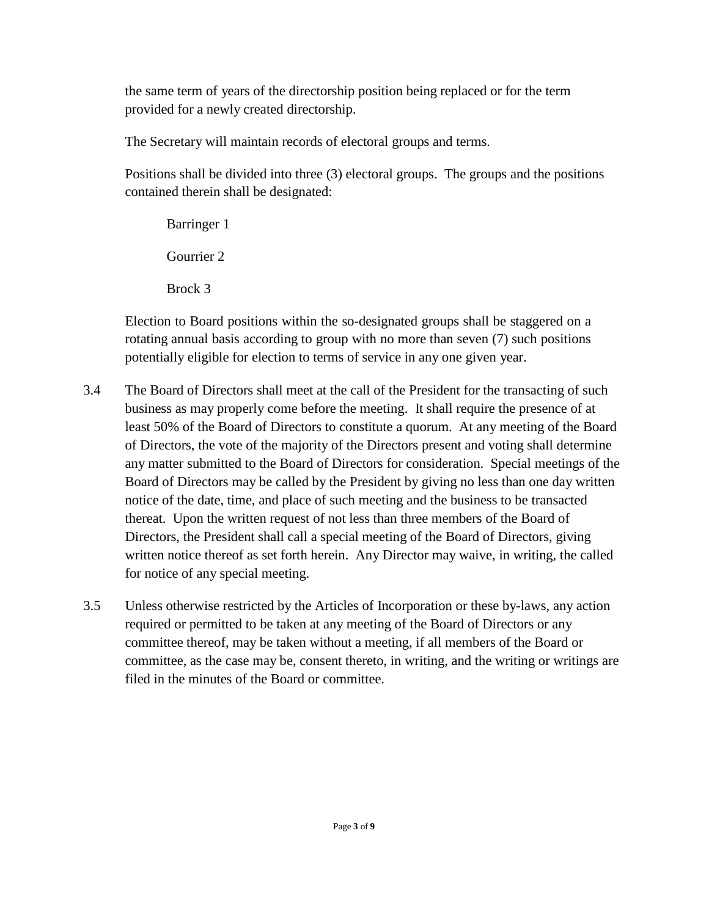the same term of years of the directorship position being replaced or for the term provided for a newly created directorship.

The Secretary will maintain records of electoral groups and terms.

Positions shall be divided into three (3) electoral groups. The groups and the positions contained therein shall be designated:

Barringer 1

Gourrier 2

Brock 3

Election to Board positions within the so-designated groups shall be staggered on a rotating annual basis according to group with no more than seven (7) such positions potentially eligible for election to terms of service in any one given year.

3.4 The Board of Directors shall meet at the call of the President for the transacting of such business as may properly come before the meeting. It shall require the presence of at least 50% of the Board of Directors to constitute a quorum. At any meeting of the Board of Directors, the vote of the majority of the Directors present and voting shall determine any matter submitted to the Board of Directors for consideration. Special meetings of the Board of Directors may be called by the President by giving no less than one day written notice of the date, time, and place of such meeting and the business to be transacted thereat. Upon the written request of not less than three members of the Board of Directors, the President shall call a special meeting of the Board of Directors, giving written notice thereof as set forth herein. Any Director may waive, in writing, the called for notice of any special meeting.

3.5 Unless otherwise restricted by the Articles of Incorporation or these by-laws, any action required or permitted to be taken at any meeting of the Board of Directors or any committee thereof, may be taken without a meeting, if all members of the Board or committee, as the case may be, consent thereto, in writing, and the writing or writings are filed in the minutes of the Board or committee.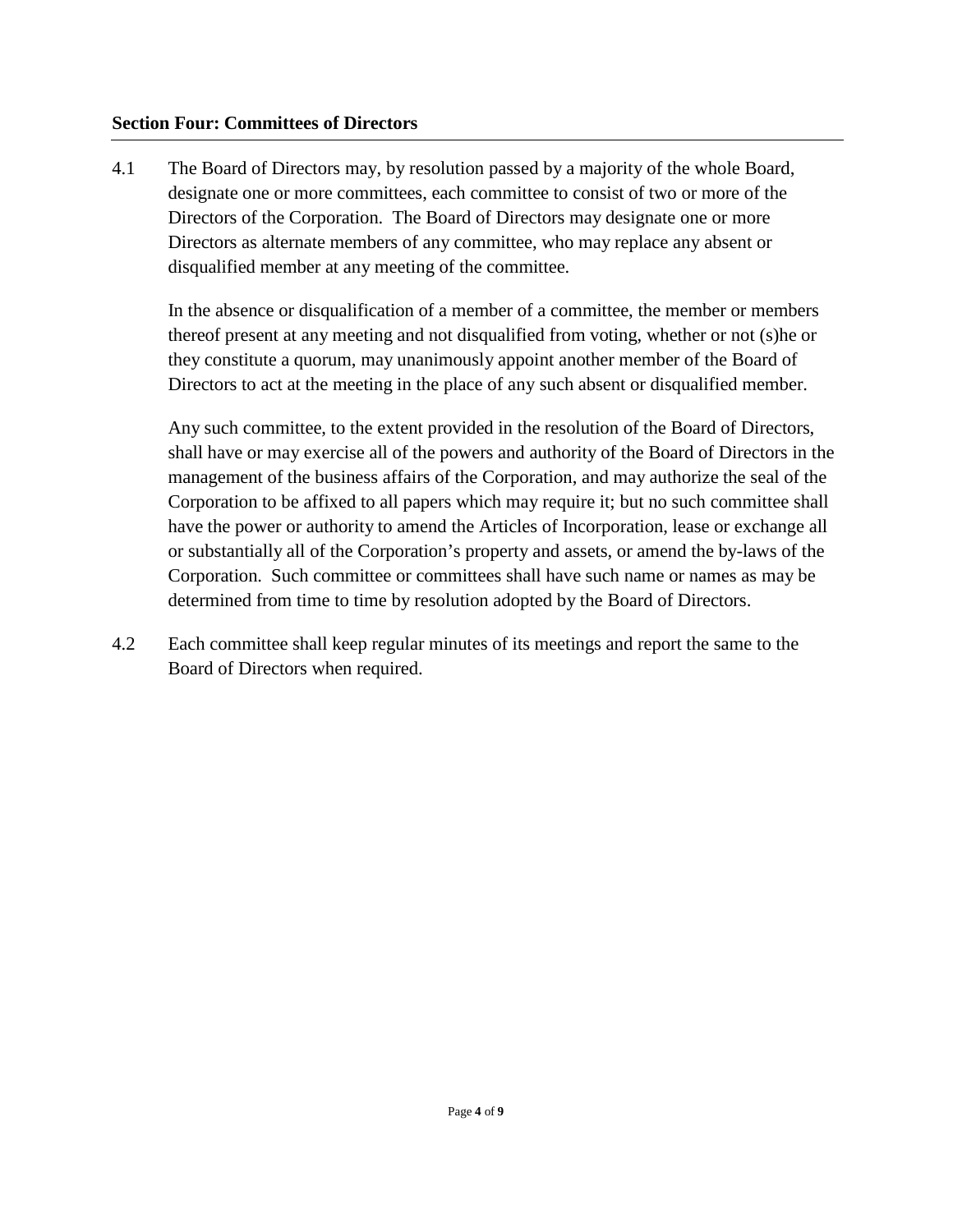**Section Four: Committees of Directors**

4.1 The Board of Directors may, by resolution passed by a majority of the whole Board, designate one or more committees, each committee to consist of two or more of the Directors of the Corporation. The Board of Directors may designate one or more Directors as alternate members of any committee, who may replace any absent or disqualified member at any meeting of the committee.

In the absence or disqualification of a member of a committee, the member or members thereof present at any meeting and not disqualified from voting, whether or not (s)he or they constitute a quorum, may unanimously appoint another member of the Board of Directors to act at the meeting in the place of any such absent or disqualified member.

Any such committee, to the extent provided in the resolution of the Board of Directors, shall have or may exercise all of the powers and authority of the Board of Directors in the management of the business affairs of the Corporation, and may authorize the seal of the Corporation to be affixed to all papers which may require it; but no such committee shall have the power or authority to amend the Articles of Incorporation, lease or exchange all or substantially all of the Corporation's property and assets, or amend the by-laws of the Corporation. Such committee or committees shall have such name or names as may be determined from time to time by resolution adopted by the Board of Directors.

4.2 Each committee shall keep regular minutes of its meetings and report the same to the Board of Directors when required.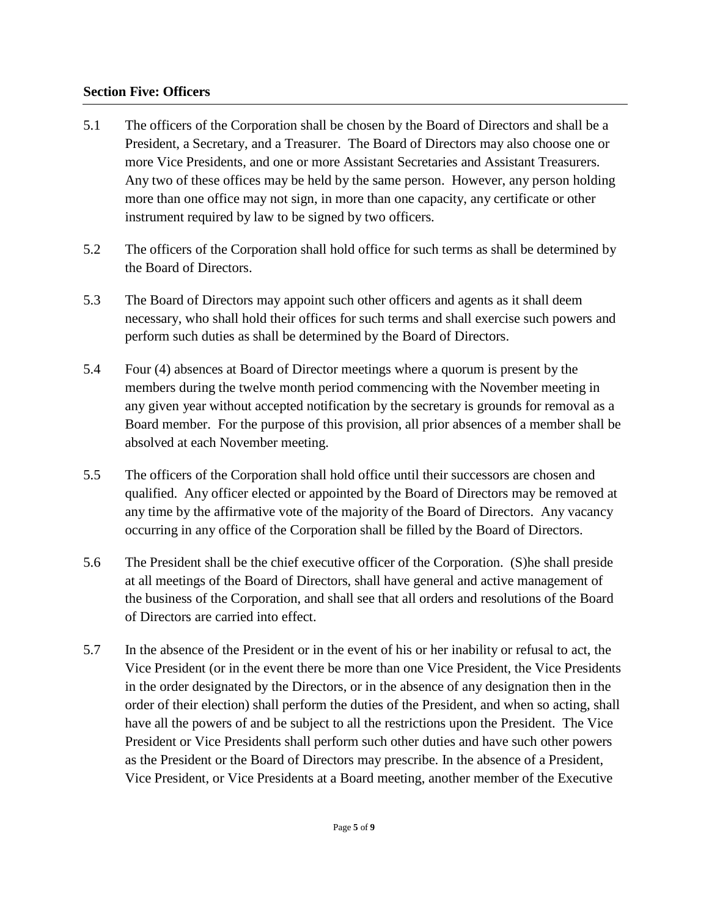## Section Five: Officers

5.1 The officers of the Corporation shall be chosen by the Board of Directors and shall be a President, a Secretary, and a Treasurer. The Board of Directors may also choose one or more Vice Presidents, and one or more Assistant Secretaries and Assistant Treasurers. Any two of these offices may be held by the same person. However, any person holding more than one office may not sign, in more than one capacity, any certificate or other instrument required by law to be signed by two officers.

5.2 The officers of the Corporation shall hold office for such terms as shall be determined by the Board of Directors.

5.3 The Board of Directors may appoint such other officers and agents as it shall deem necessary, who shall hold their offices for such terms and shall exercise such powers and perform such duties as shall be determined by the Board of Directors.

5.4 Four (4) absences at Board of Director meetings where a quorum is present by the members during the twelve month period commencing with the November meeting in any given year without accepted notification by the secretary is grounds for removal as a Board member. For the purpose of this provision, all prior absences of a member shall be absolved at each November meeting.

5.5 The officers of the Corporation shall hold office until their successors are chosen and qualified. Any officer elected or appointed by the Board of Directors may be removed at any time by the affirmative vote of the majority of the Board of Directors. Any vacancy occurring in any office of the Corporation shall be filled by the Board of Directors.

5.6 The President shall be the chief executive officer of the Corporation. (S)he shall preside at all meetings of the Board of Directors, shall have general and active management of the business of the Corporation, and shall see that all orders and resolutions of the Board of Directors are carried into effect.

5.7 In the absence of the President or in the event of his or her inability or refusal to act, the Vice President (or in the event there be more than one Vice President, the Vice Presidents in the order designated by the Directors, or in the absence of any designation then in the order of their election) shall perform the duties of the President, and when so acting, shall have all the powers of and be subject to all the restrictions upon the President. The Vice President or Vice Presidents shall perform such other duties and have such other powers as the President or the Board of Directors may prescribe. In the absence of a President, Vice President, or Vice Presidents at a Board meeting, another member of the Executive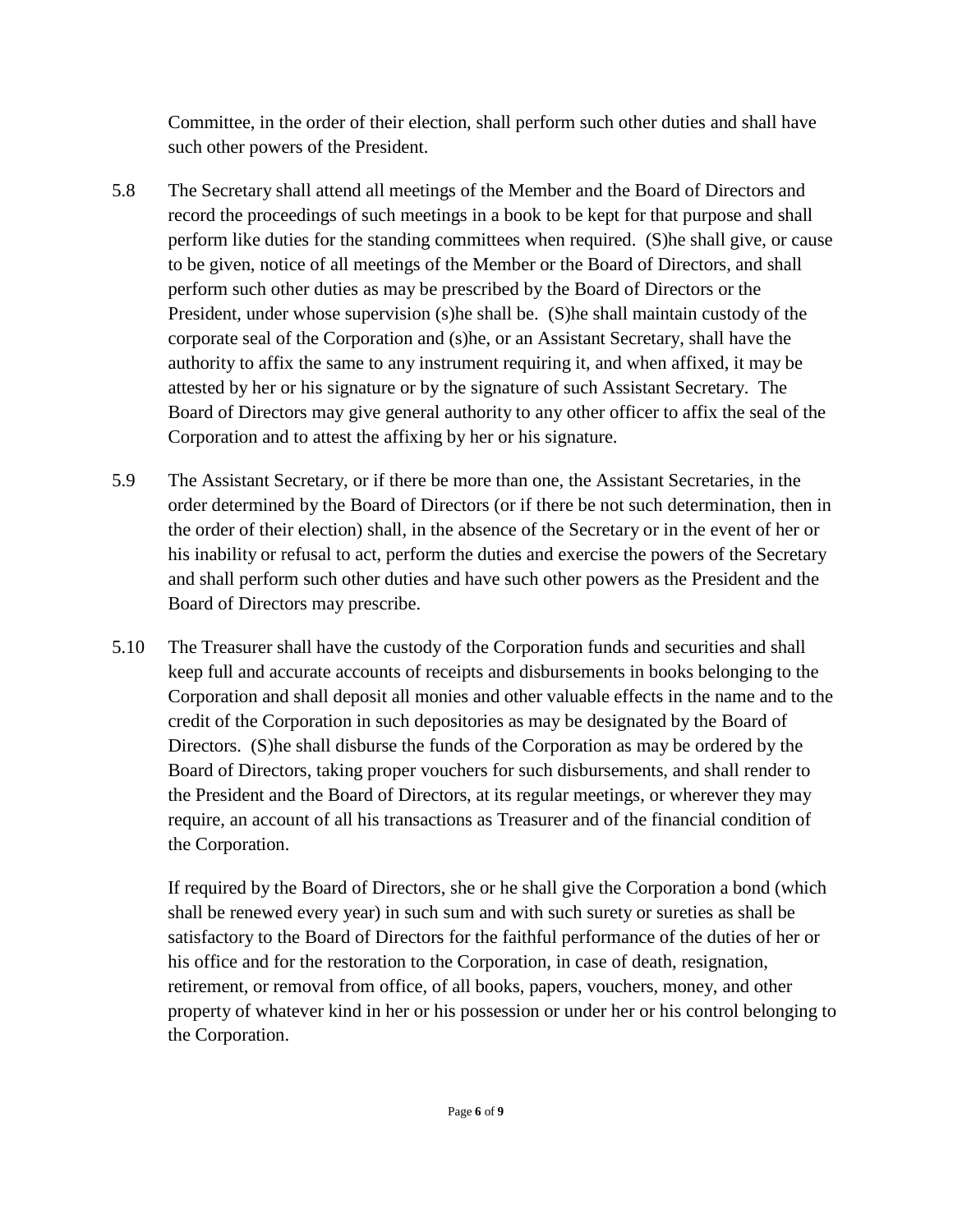Committee, in the order of their election, shall perform such other duties and shall have such other powers of the President.

5.8 The Secretary shall attend all meetings of the Member and the Board of Directors and record the proceedings of such meetings in a book to be kept for that purpose and shall perform like duties for the standing committees when required. (S)he shall give, or cause to be given, notice of all meetings of the Member or the Board of Directors, and shall perform such other duties as may be prescribed by the Board of Directors or the President, under whose supervision (s)he shall be. (S)he shall maintain custody of the corporate seal of the Corporation and (s)he, or an Assistant Secretary, shall have the authority to affix the same to any instrument requiring it, and when affixed, it may be attested by her or his signature or by the signature of such Assistant Secretary. The Board of Directors may give general authority to any other officer to affix the seal of the Corporation and to attest the affixing by her or his signature.

5.9 The Assistant Secretary, or if there be more than one, the Assistant Secretaries, in the order determined by the Board of Directors (or if there be not such determination, then in the order of their election) shall, in the absence of the Secretary or in the event of her or his inability or refusal to act, perform the duties and exercise the powers of the Secretary and shall perform such other duties and have such other powers as the President and the Board of Directors may prescribe.

5.10 The Treasurer shall have the custody of the Corporation funds and securities and shall keep full and accurate accounts of receipts and disbursements in books belonging to the Corporation and shall deposit all monies and other valuable effects in the name and to the credit of the Corporation in such depositories as may be designated by the Board of Directors. (S)he shall disburse the funds of the Corporation as may be ordered by the Board of Directors, taking proper vouchers for such disbursements, and shall render to the President and the Board of Directors, at its regular meetings, or wherever they may require, an account of all his transactions as Treasurer and of the financial condition of the Corporation.

If required by the Board of Directors, she or he shall give the Corporation a bond (which shall be renewed every year) in such sum and with such surety or sureties as shall be satisfactory to the Board of Directors for the faithful performance of the duties of her or his office and for the restoration to the Corporation, in case of death, resignation, retirement, or removal from office, of all books, papers, vouchers, money, and other property of whatever kind in her or his possession or under her or his control belonging to the Corporation.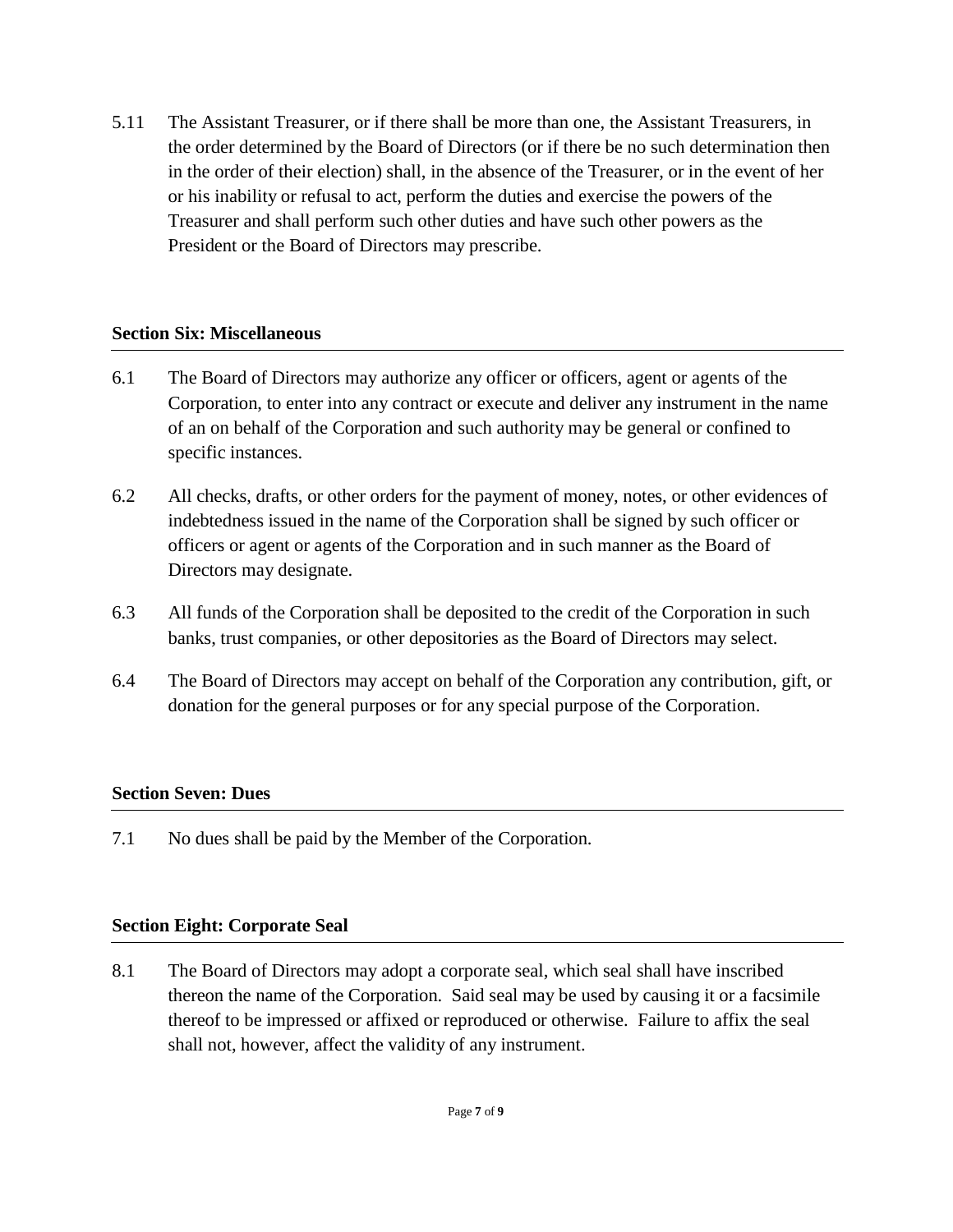5.11 The Assistant Treasurer, or if there shall be more than one, the Assistant Treasurers, in the order determined by the Board of Directors (or if there be no such determination then in the order of their election) shall, in the absence of the Treasurer, or in the event of her or his inability or refusal to act, perform the duties and exercise the powers of the Treasurer and shall perform such other duties and have such other powers as the President or the Board of Directors may prescribe.

## Section Six: Miscellaneous

6.1 The Board of Directors may authorize any officer or officers, agent or agents of the Corporation, to enter into any contract or execute and deliver any instrument in the name of an on behalf of the Corporation and such authority may be general or confined to specific instances.

6.2 All checks, drafts, or other orders for the payment of money, notes, or other evidences of indebtedness issued in the name of the Corporation shall be signed by such officer or officers or agent or agents of the Corporation and in such manner as the Board of Directors may designate.

6.3 All funds of the Corporation shall be deposited to the credit of the Corporation in such banks, trust companies, or other depositories as the Board of Directors may select.

6.4 The Board of Directors may accept on behalf of the Corporation any contribution, gift, or donation for the general purposes or for any special purpose of the Corporation.

## Section Seven: Dues

7.1 No dues shall be paid by the Member of the Corporation.

## Section Eight: Corporate Seal

8.1 The Board of Directors may adopt a corporate seal, which seal shall have inscribed thereon the name of the Corporation. Said seal may be used by causing it or a facsimile thereof to be impressed or affixed or reproduced or otherwise. Failure to affix the seal shall not, however, affect the validity of any instrument.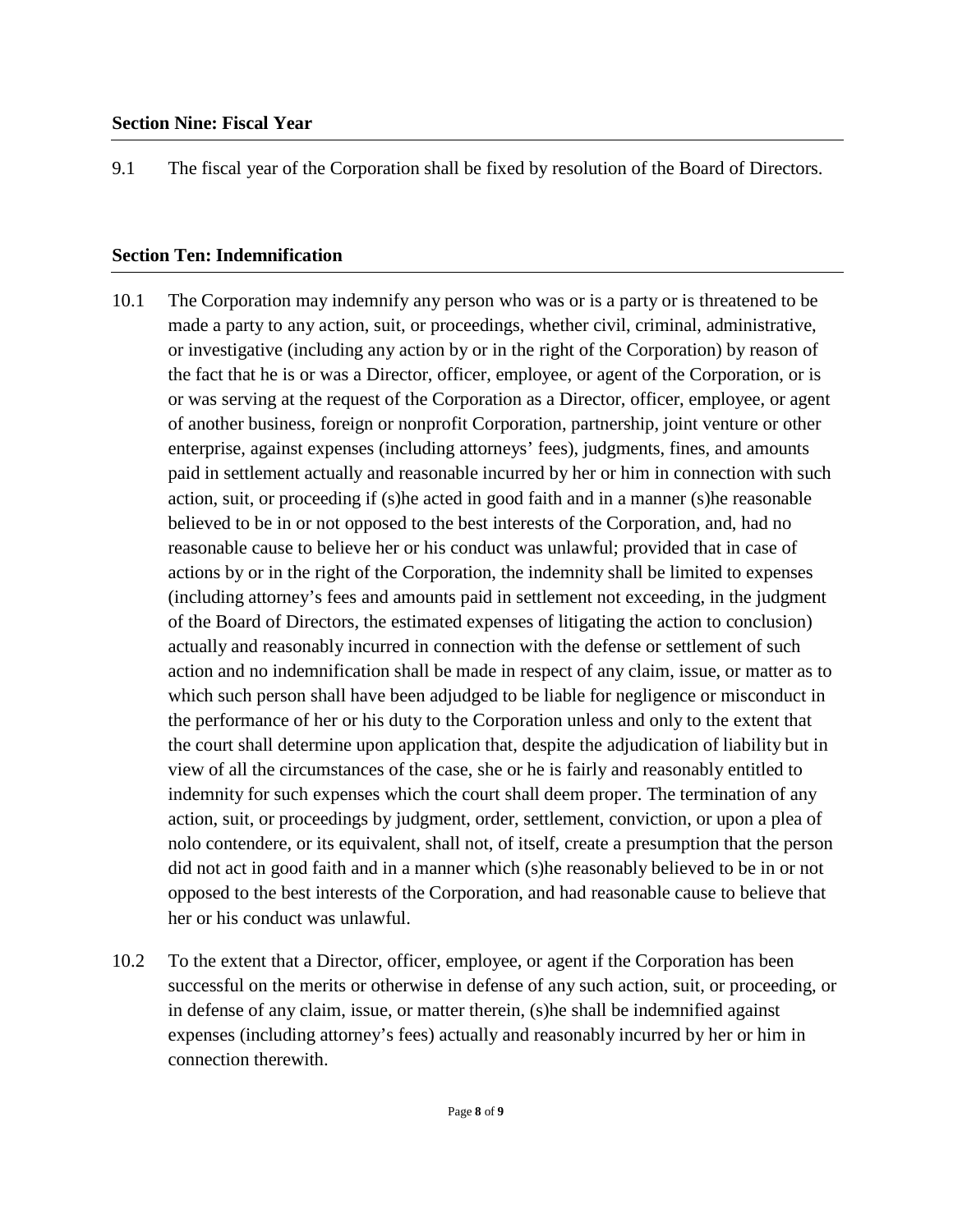## Section Nine: Fiscal Year

9.1 The fiscal year of the Corporation shall be fixed by resolution of the Board of Directors.

## Section Ten: Indemnification

10.1 The Corporation may indemnify any person who was or is a party or is threatened to be made a party to any action, suit, or proceedings, whether civil, criminal, administrative, or investigative (including any action by or in the right of the Corporation) by reason of the fact that he is or was a Director, officer, employee, or agent of the Corporation, or is or was serving at the request of the Corporation as a Director, officer, employee, or agent of another business, foreign or nonprofit Corporation, partnership, joint venture or other enterprise, against expenses (including attorneys' fees), judgments, fines, and amounts paid in settlement actually and reasonable incurred by her or him in connection with such action, suit, or proceeding if (s)he acted in good faith and in a manner (s)he reasonable believed to be in or not opposed to the best interests of the Corporation, and, had no reasonable cause to believe her or his conduct was unlawful; provided that in case of actions by or in the right of the Corporation, the indemnity shall be limited to expenses (including attorney's fees and amounts paid in settlement not exceeding, in the judgment of the Board of Directors, the estimated expenses of litigating the action to conclusion) actually and reasonably incurred in connection with the defense or settlement of such action and no indemnification shall be made in respect of any claim, issue, or matter as to which such person shall have been adjudged to be liable for negligence or misconduct in the performance of her or his duty to the Corporation unless and only to the extent that the court shall determine upon application that, despite the adjudication of liability but in view of all the circumstances of the case, she or he is fairly and reasonably entitled to indemnity for such expenses which the court shall deem proper. The termination of any action, suit, or proceedings by judgment, order, settlement, conviction, or upon a plea of nolo contendere, or its equivalent, shall not, of itself, create a presumption that the person did not act in good faith and in a manner which (s)he reasonably believed to be in or not opposed to the best interests of the Corporation, and had reasonable cause to believe that her or his conduct was unlawful.

10.2 To the extent that a Director, officer, employee, or agent if the Corporation has been successful on the merits or otherwise in defense of any such action, suit, or proceeding, or in defense of any claim, issue, or matter therein, (s)he shall be indemnified against expenses (including attorney's fees) actually and reasonably incurred by her or him in connection therewith.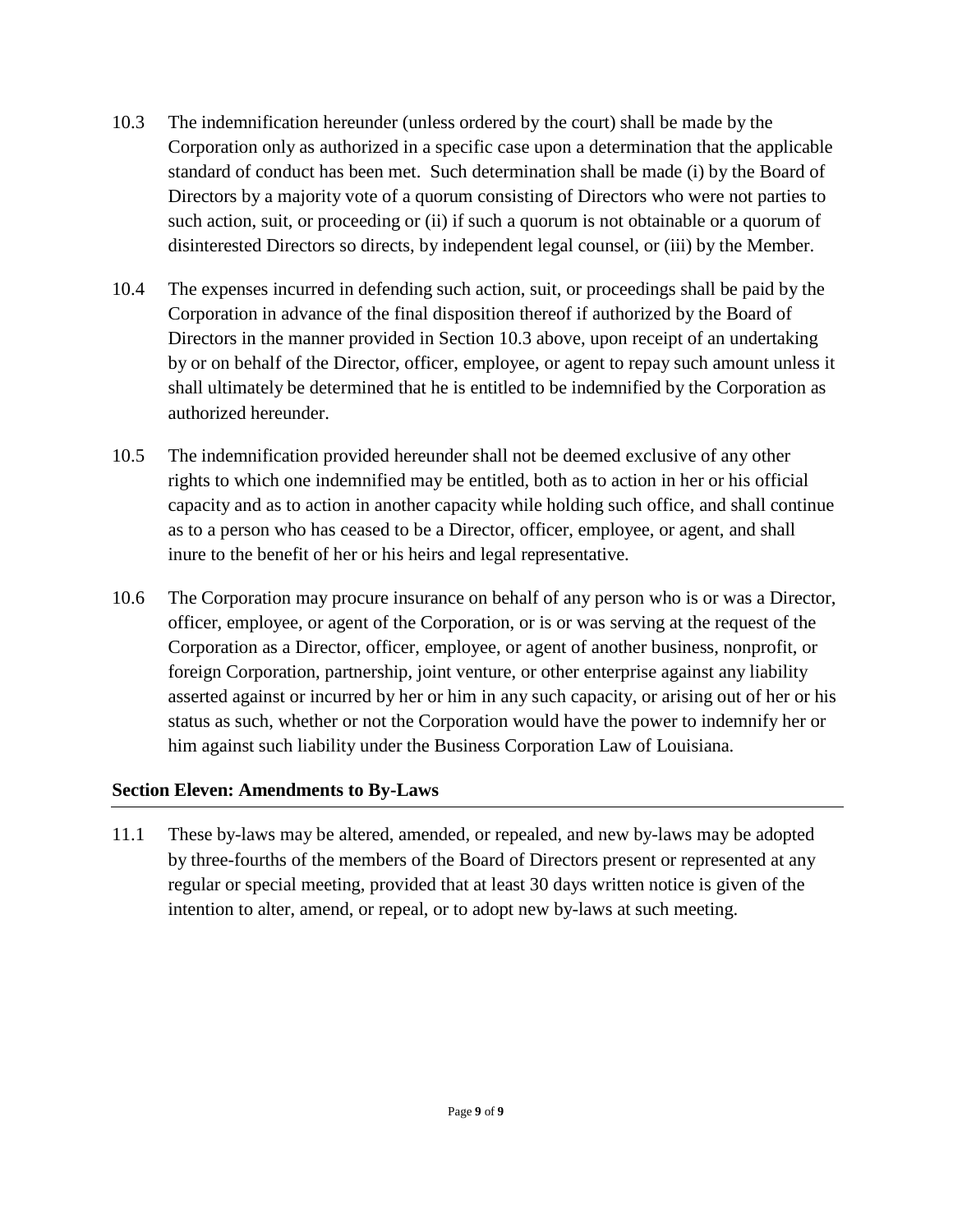10.3 The indemnification hereunder (unless ordered by the court) shall be made by the Corporation only as authorized in a specific case upon a determination that the applicable standard of conduct has been met. Such determination shall be made (i) by the Board of Directors by a majority vote of a quorum consisting of Directors who were not parties to such action, suit, or proceeding or (ii) if such a quorum is not obtainable or a quorum of disinterested Directors so directs, by independent legal counsel, or (iii) by the Member.

10.4 The expenses incurred in defending such action, suit, or proceedings shall be paid by the Corporation in advance of the final disposition thereof if authorized by the Board of Directors in the manner provided in Section 10.3 above, upon receipt of an undertaking by or on behalf of the Director, officer, employee, or agent to repay such amount unless it shall ultimately be determined that he is entitled to be indemnified by the Corporation as authorized hereunder.

10.5 The indemnification provided hereunder shall not be deemed exclusive of any other rights to which one indemnified may be entitled, both as to action in her or his official capacity and as to action in another capacity while holding such office, and shall continue as to a person who has ceased to be a Director, officer, employee, or agent, and shall inure to the benefit of her or his heirs and legal representative.

10.6 The Corporation may procure insurance on behalf of any person who is or was a Director, officer, employee, or agent of the Corporation, or is or was serving at the request of the Corporation as a Director, officer, employee, or agent of another business, nonprofit, or foreign Corporation, partnership, joint venture, or other enterprise against any liability asserted against or incurred by her or him in any such capacity, or arising out of her or his status as such, whether or not the Corporation would have the power to indemnify her or him against such liability under the Business Corporation Law of Louisiana.

## Section Eleven: Amendments to By-Laws

11.1 These by-laws may be altered, amended, or repealed, and new by-laws may be adopted by three-fourths of the members of the Board of Directors present or represented at any regular or special meeting, provided that at least 30 days written notice is given of the intention to alter, amend, or repeal, or to adopt new by-laws at such meeting.